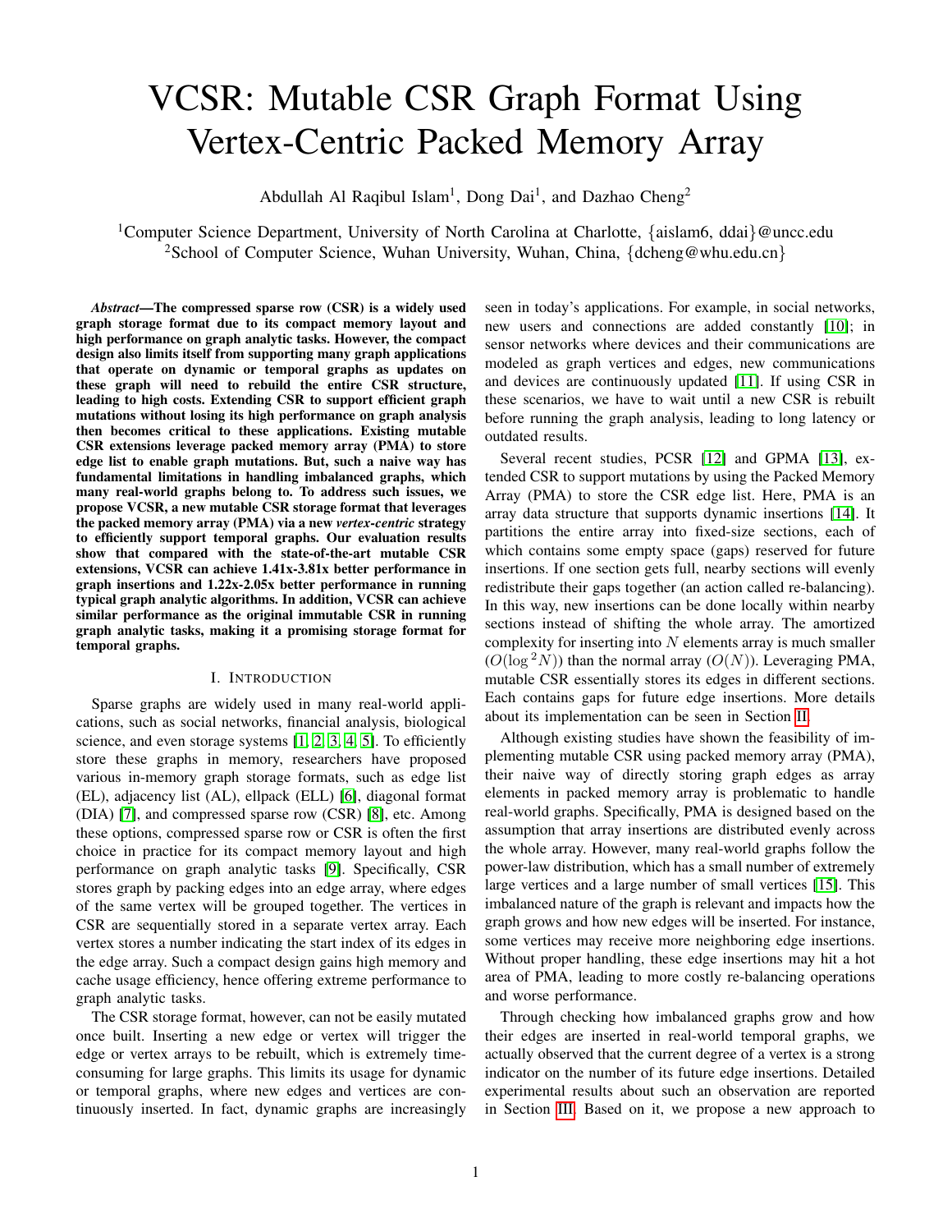# VCSR: Mutable CSR Graph Format Using Vertex-Centric Packed Memory Array

Abdullah Al Raqibul Islam[1], Dong Dai[1], and Dazhao Cheng[2]

[1]Computer Science Department, University of North Carolina at Charlotte, {aislam6, ddai}@uncc.edu
[2]School of Computer Science, Wuhan University, Wuhan, China, {dcheng@whu.edu.cn}

***Abstract*—The compressed sparse row (CSR) is a widely used graph storage format due to its compact memory layout and high performance on graph analytic tasks. However, the compact design also limits itself from supporting many graph applications that operate on dynamic or temporal graphs as updates on these graph will need to rebuild the entire CSR structure, leading to high costs. Extending CSR to support efficient graph mutations without losing its high performance on graph analysis then becomes critical to these applications. Existing mutable CSR extensions leverage packed memory array (PMA) to store edge list to enable graph mutations. But, such a naive way has fundamental limitations in handling imbalanced graphs, which many real-world graphs belong to. To address such issues, we propose VCSR, a new mutable CSR storage format that leverages the packed memory array (PMA) via a new *vertex-centric* strategy to efficiently support temporal graphs. Our evaluation results show that compared with the state-of-the-art mutable CSR extensions, VCSR can achieve 1.41x-3.81x better performance in graph insertions and 1.22x-2.05x better performance in running typical graph analytic algorithms. In addition, VCSR can achieve similar performance as the original immutable CSR in running graph analytic tasks, making it a promising storage format for temporal graphs.**

## I. Introduction

Sparse graphs are widely used in many real-world applications, such as social networks, financial analysis, biological science, and even storage systems [1, 2, 3, 4, 5]. To efficiently store these graphs in memory, researchers have proposed various in-memory graph storage formats, such as edge list (EL), adjacency list (AL), ellpack (ELL) [6], diagonal format (DIA) [7], and compressed sparse row (CSR) [8], etc. Among these options, compressed sparse row or CSR is often the first choice in practice for its compact memory layout and high performance on graph analytic tasks [9]. Specifically, CSR stores graph by packing edges into an edge array, where edges of the same vertex will be grouped together. The vertices in CSR are sequentially stored in a separate vertex array. Each vertex stores a number indicating the start index of its edges in the edge array. Such a compact design gains high memory and cache usage efficiency, hence offering extreme performance to graph analytic tasks.

The CSR storage format, however, can not be easily mutated once built. Inserting a new edge or vertex will trigger the edge or vertex arrays to be rebuilt, which is extremely time-consuming for large graphs. This limits its usage for dynamic or temporal graphs, where new edges and vertices are continuously inserted. In fact, dynamic graphs are increasingly seen in today's applications. For example, in social networks, new users and connections are added constantly [10]; in sensor networks where devices and their communications are modeled as graph vertices and edges, new communications and devices are continuously updated [11]. If using CSR in these scenarios, we have to wait until a new CSR is rebuilt before running the graph analysis, leading to long latency or outdated results.

Several recent studies, PCSR [12] and GPMA [13], extended CSR to support mutations by using the Packed Memory Array (PMA) to store the CSR edge list. Here, PMA is an array data structure that supports dynamic insertions [14]. It partitions the entire array into fixed-size sections, each of which contains some empty space (gaps) reserved for future insertions. If one section gets full, nearby sections will evenly redistribute their gaps together (an action called re-balancing). In this way, new insertions can be done locally within nearby sections instead of shifting the whole array. The amortized complexity for inserting into $N$ elements array is much smaller ($O(\log^2 N)$) than the normal array ($O(N)$). Leveraging PMA, mutable CSR essentially stores its edges in different sections. Each contains gaps for future edge insertions. More details about its implementation can be seen in Section II.

Although existing studies have shown the feasibility of implementing mutable CSR using packed memory array (PMA), their naive way of directly storing graph edges as array elements in packed memory array is problematic to handle real-world graphs. Specifically, PMA is designed based on the assumption that array insertions are distributed evenly across the whole array. However, many real-world graphs follow the power-law distribution, which has a small number of extremely large vertices and a large number of small vertices [15]. This imbalanced nature of the graph is relevant and impacts how the graph grows and how new edges will be inserted. For instance, some vertices may receive more neighboring edge insertions. Without proper handling, these edge insertions may hit a hot area of PMA, leading to more costly re-balancing operations and worse performance.

Through checking how imbalanced graphs grow and how their edges are inserted in real-world temporal graphs, we actually observed that the current degree of a vertex is a strong indicator on the number of its future edge insertions. Detailed experimental results about such an observation are reported in Section III. Based on it, we propose a new approach to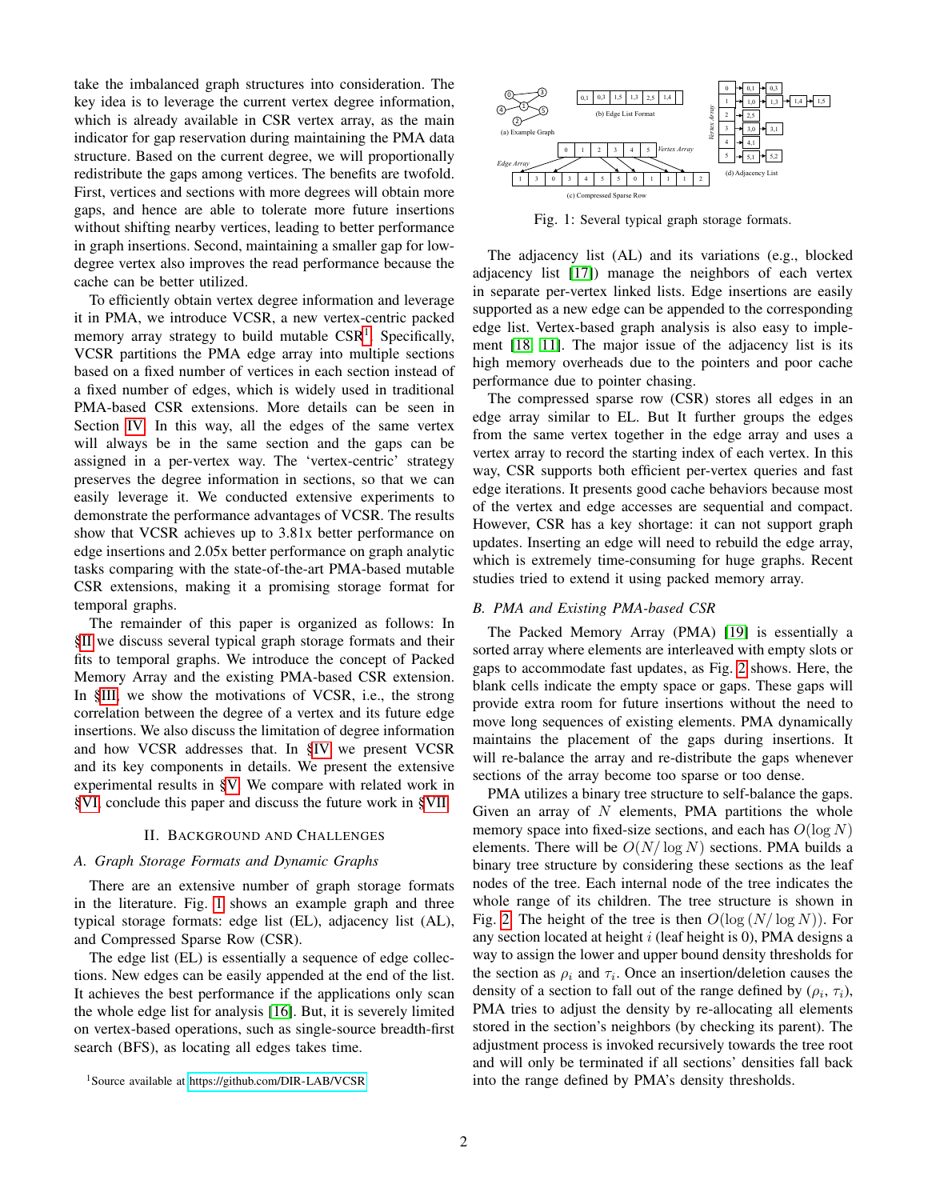take the imbalanced graph structures into consideration. The key idea is to leverage the current vertex degree information, which is already available in CSR vertex array, as the main indicator for gap reservation during maintaining the PMA data structure. Based on the current degree, we will proportionally redistribute the gaps among vertices. The benefits are twofold. First, vertices and sections with more degrees will obtain more gaps, and hence are able to tolerate more future insertions without shifting nearby vertices, leading to better performance in graph insertions. Second, maintaining a smaller gap for low-degree vertex also improves the read performance because the cache can be better utilized.

To efficiently obtain vertex degree information and leverage it in PMA, we introduce VCSR, a new vertex-centric packed memory array strategy to build mutable CSR[1]. Specifically, VCSR partitions the PMA edge array into multiple sections based on a fixed number of vertices in each section instead of a fixed number of edges, which is widely used in traditional PMA-based CSR extensions. More details can be seen in Section IV. In this way, all the edges of the same vertex will always be in the same section and the gaps can be assigned in a per-vertex way. The 'vertex-centric' strategy preserves the degree information in sections, so that we can easily leverage it. We conducted extensive experiments to demonstrate the performance advantages of VCSR. The results show that VCSR achieves up to 3.81x better performance on edge insertions and 2.05x better performance on graph analytic tasks comparing with the state-of-the-art PMA-based mutable CSR extensions, making it a promising storage format for temporal graphs.

The remainder of this paper is organized as follows: In §II we discuss several typical graph storage formats and their fits to temporal graphs. We introduce the concept of Packed Memory Array and the existing PMA-based CSR extension. In §III, we show the motivations of VCSR, i.e., the strong correlation between the degree of a vertex and its future edge insertions. We also discuss the limitation of degree information and how VCSR addresses that. In §IV we present VCSR and its key components in details. We present the extensive experimental results in §V. We compare with related work in §VI, conclude this paper and discuss the future work in §VII.

## II. Background and Challenges

### A. Graph Storage Formats and Dynamic Graphs

There are an extensive number of graph storage formats in the literature. Fig. 1 shows an example graph and three typical storage formats: edge list (EL), adjacency list (AL), and Compressed Sparse Row (CSR).

The edge list (EL) is essentially a sequence of edge collections. New edges can be easily appended at the end of the list. It achieves the best performance if the applications only scan the whole edge list for analysis [16]. But, it is severely limited on vertex-based operations, such as single-source breadth-first search (BFS), as locating all edges takes time.

[1]Source available at https://github.com/DIR-LAB/VCSR

Fig. 1: Several typical graph storage formats.

The adjacency list (AL) and its variations (e.g., blocked adjacency list [17]) manage the neighbors of each vertex in separate per-vertex linked lists. Edge insertions are easily supported as a new edge can be appended to the corresponding edge list. Vertex-based graph analysis is also easy to implement [18], [11]. The major issue of the adjacency list is its high memory overheads due to the pointers and poor cache performance due to pointer chasing.

The compressed sparse row (CSR) stores all edges in an edge array similar to EL. But It further groups the edges from the same vertex together in the edge array and uses a vertex array to record the starting index of each vertex. In this way, CSR supports both efficient per-vertex queries and fast edge iterations. It presents good cache behaviors because most of the vertex and edge accesses are sequential and compact. However, CSR has a key shortage: it can not support graph updates. Inserting an edge will need to rebuild the edge array, which is extremely time-consuming for huge graphs. Recent studies tried to extend it using packed memory array.

### B. PMA and Existing PMA-based CSR

The Packed Memory Array (PMA) [19] is essentially a sorted array where elements are interleaved with empty slots or gaps to accommodate fast updates, as Fig. 2 shows. Here, the blank cells indicate the empty space or gaps. These gaps will provide extra room for future insertions without the need to move long sequences of existing elements. PMA dynamically maintains the placement of the gaps during insertions. It will re-balance the array and re-distribute the gaps whenever sections of the array become too sparse or too dense.

PMA utilizes a binary tree structure to self-balance the gaps. Given an array of $N$ elements, PMA partitions the whole memory space into fixed-size sections, and each has $O(\log N)$ elements. There will be $O(N/\log N)$ sections. PMA builds a binary tree structure by considering these sections as the leaf nodes of the tree. Each internal node of the tree indicates the whole range of its children. The tree structure is shown in Fig. 2. The height of the tree is then $O(\log(N/\log N))$. For any section located at height $i$ (leaf height is 0), PMA designs a way to assign the lower and upper bound density thresholds for the section as $\rho_i$ and $\tau_i$. Once an insertion/deletion causes the density of a section to fall out of the range defined by ($\rho_i$, $\tau_i$), PMA tries to adjust the density by re-allocating all elements stored in the section's neighbors (by checking its parent). The adjustment process is invoked recursively towards the tree root and will only be terminated if all sections' densities fall back into the range defined by PMA's density thresholds.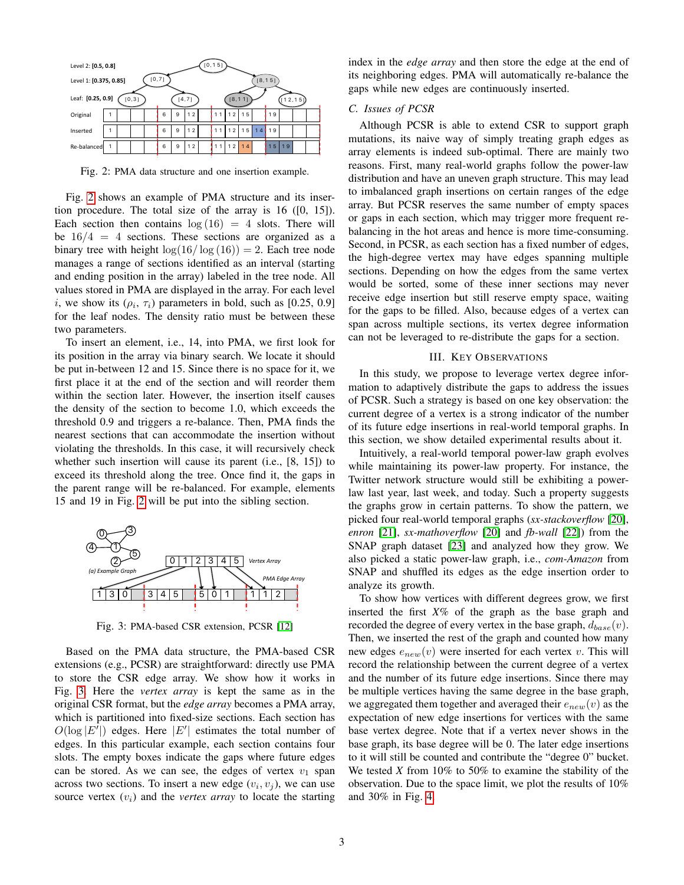Fig. 2: PMA data structure and one insertion example.

Fig. 2 shows an example of PMA structure and its insertion procedure. The total size of the array is 16 ([0, 15]). Each section then contains $\log(16) = 4$ slots. There will be $16/4 = 4$ sections. These sections are organized as a binary tree with height $\log(16/\log(16)) = 2$. Each tree node manages a range of sections identified as an interval (starting and ending position in the array) labeled in the tree node. All values stored in PMA are displayed in the array. For each level $i$, we show its ($\rho_i$, $\tau_i$) parameters in bold, such as [0.25, 0.9] for the leaf nodes. The density ratio must be between these two parameters.

To insert an element, i.e., 14, into PMA, we first look for its position in the array via binary search. We locate it should be put in-between 12 and 15. Since there is no space for it, we first place it at the end of the section and will reorder them within the section later. However, the insertion itself causes the density of the section to become 1.0, which exceeds the threshold 0.9 and triggers a re-balance. Then, PMA finds the nearest sections that can accommodate the insertion without violating the thresholds. In this case, it will recursively check whether such insertion will cause its parent (i.e., [8, 15]) to exceed its threshold along the tree. Once find it, the gaps in the parent range will be re-balanced. For example, elements 15 and 19 in Fig. 2 will be put into the sibling section.

Fig. 3: PMA-based CSR extension, PCSR [12]

Based on the PMA data structure, the PMA-based CSR extensions (e.g., PCSR) are straightforward: directly use PMA to store the CSR edge array. We show how it works in Fig. 3. Here the *vertex array* is kept the same as in the original CSR format, but the *edge array* becomes a PMA array, which is partitioned into fixed-size sections. Each section has $O(\log |E'|)$ edges. Here $|E'|$ estimates the total number of edges. In this particular example, each section contains four slots. The empty boxes indicate the gaps where future edges can be stored. As we can see, the edges of vertex $v_1$ span across two sections. To insert a new edge $(v_i, v_j)$, we can use source vertex ($v_i$) and the *vertex array* to locate the starting index in the *edge array* and then store the edge at the end of its neighboring edges. PMA will automatically re-balance the gaps while new edges are continuously inserted.

### C. Issues of PCSR

Although PCSR is able to extend CSR to support graph mutations, its naive way of simply treating graph edges as array elements is indeed sub-optimal. There are mainly two reasons. First, many real-world graphs follow the power-law distribution and have an uneven graph structure. This may lead to imbalanced graph insertions on certain ranges of the edge array. But PCSR reserves the same number of empty spaces or gaps in each section, which may trigger more frequent re-balancing in the hot areas and hence is more time-consuming. Second, in PCSR, as each section has a fixed number of edges, the high-degree vertex may have edges spanning multiple sections. Depending on how the edges from the same vertex would be sorted, some of these inner sections may never receive edge insertion but still reserve empty space, waiting for the gaps to be filled. Also, because edges of a vertex can span across multiple sections, its vertex degree information can not be leveraged to re-distribute the gaps for a section.

## III. Key Observations

In this study, we propose to leverage vertex degree information to adaptively distribute the gaps to address the issues of PCSR. Such a strategy is based on one key observation: the current degree of a vertex is a strong indicator of the number of its future edge insertions in real-world temporal graphs. In this section, we show detailed experimental results about it.

Intuitively, a real-world temporal power-law graph evolves while maintaining its power-law property. For instance, the Twitter network structure would still be exhibiting a power-law last year, last week, and today. Such a property suggests the graphs grow in certain patterns. To show the pattern, we picked four real-world temporal graphs (*sx-stackoverflow* [20], *enron* [21], *sx-mathoverflow* [20] and *fb-wall* [22]) from the SNAP graph dataset [23] and analyzed how they grow. We also picked a static power-law graph, i.e., *com-Amazon* from SNAP and shuffled its edges as the edge insertion order to analyze its growth.

To show how vertices with different degrees grow, we first inserted the first *X*% of the graph as the base graph and recorded the degree of every vertex in the base graph, $d_{base}(v)$. Then, we inserted the rest of the graph and counted how many new edges $e_{new}(v)$ were inserted for each vertex $v$. This will record the relationship between the current degree of a vertex and the number of its future edge insertions. Since there may be multiple vertices having the same degree in the base graph, we aggregated them together and averaged their $e_{new}(v)$ as the expectation of new edge insertions for vertices with the same base vertex degree. Note that if a vertex never shows in the base graph, its base degree will be 0. The later edge insertions to it will still be counted and contribute the "degree 0" bucket. We tested *X* from 10% to 50% to examine the stability of the observation. Due to the space limit, we plot the results of 10% and 30% in Fig. 4.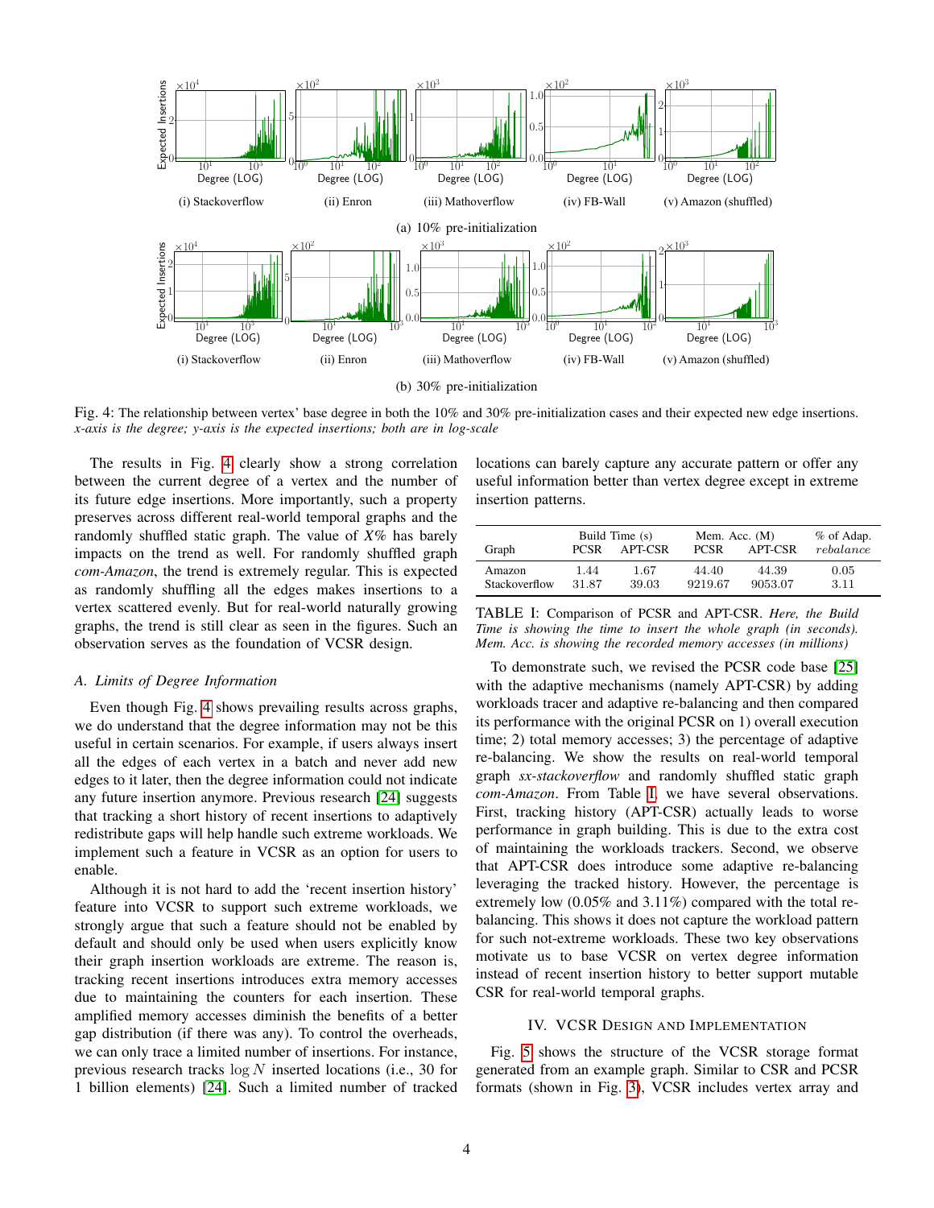(a) 10% pre-initialization

(i) Stackoverflow (ii) Enron (iii) Mathoverflow (iv) FB-Wall (v) Amazon (shuffled)

(b) 30% pre-initialization

(i) Stackoverflow (ii) Enron (iii) Mathoverflow (iv) FB-Wall (v) Amazon (shuffled)

Fig. 4: The relationship between vertex' base degree in both the 10% and 30% pre-initialization cases and their expected new edge insertions. *x-axis is the degree; y-axis is the expected insertions; both are in log-scale*

The results in Fig. 4 clearly show a strong correlation between the current degree of a vertex and the number of its future edge insertions. More importantly, such a property preserves across different real-world temporal graphs and the randomly shuffled static graph. The value of *X%* has barely impacts on the trend as well. For randomly shuffled graph *com-Amazon*, the trend is extremely regular. This is expected as randomly shuffling all the edges makes insertions to a vertex scattered evenly. But for real-world naturally growing graphs, the trend is still clear as seen in the figures. Such an observation serves as the foundation of VCSR design.

### A. Limits of Degree Information

Even though Fig. 4 shows prevailing results across graphs, we do understand that the degree information may not be this useful in certain scenarios. For example, if users always insert all the edges of each vertex in a batch and never add new edges to it later, then the degree information could not indicate any future insertion anymore. Previous research [24] suggests that tracking a short history of recent insertions to adaptively redistribute gaps will help handle such extreme workloads. We implement such a feature in VCSR as an option for users to enable.

Although it is not hard to add the 'recent insertion history' feature into VCSR to support such extreme workloads, we strongly argue that such a feature should not be enabled by default and should only be used when users explicitly know their graph insertion workloads are extreme. The reason is, tracking recent insertions introduces extra memory accesses due to maintaining the counters for each insertion. These amplified memory accesses diminish the benefits of a better gap distribution (if there was any). To control the overheads, we can only trace a limited number of insertions. For instance, previous research tracks $\log N$ inserted locations (i.e., 30 for 1 billion elements) [24]. Such a limited number of tracked locations can barely capture any accurate pattern or offer any useful information better than vertex degree except in extreme insertion patterns.

| Graph | Build Time (s) | | Mem. Acc. (M) | | % of Adap. |
|---|---|---|---|---|---|
| | PCSR | APT-CSR | PCSR | APT-CSR | *rebalance* |
| Amazon | 1.44 | 1.67 | 44.40 | 44.39 | 0.05 |
| Stackoverflow | 31.87 | 39.03 | 9219.67 | 9053.07 | 3.11 |

TABLE I: Comparison of PCSR and APT-CSR. *Here, the Build Time is showing the time to insert the whole graph (in seconds). Mem. Acc. is showing the recorded memory accesses (in millions)*

To demonstrate such, we revised the PCSR code base [25] with the adaptive mechanisms (namely APT-CSR) by adding workloads tracer and adaptive re-balancing and then compared its performance with the original PCSR on 1) overall execution time; 2) total memory accesses; 3) the percentage of adaptive re-balancing. We show the results on real-world temporal graph *sx-stackoverflow* and randomly shuffled static graph *com-Amazon*. From Table I, we have several observations. First, tracking history (APT-CSR) actually leads to worse performance in graph building. This is due to the extra cost of maintaining the workloads trackers. Second, we observe that APT-CSR does introduce some adaptive re-balancing leveraging the tracked history. However, the percentage is extremely low (0.05% and 3.11%) compared with the total re-balancing. This shows it does not capture the workload pattern for such not-extreme workloads. These two key observations motivate us to base VCSR on vertex degree information instead of recent insertion history to better support mutable CSR for real-world temporal graphs.

## IV. VCSR Design and Implementation

Fig. 5 shows the structure of the VCSR storage format generated from an example graph. Similar to CSR and PCSR formats (shown in Fig. 3), VCSR includes vertex array and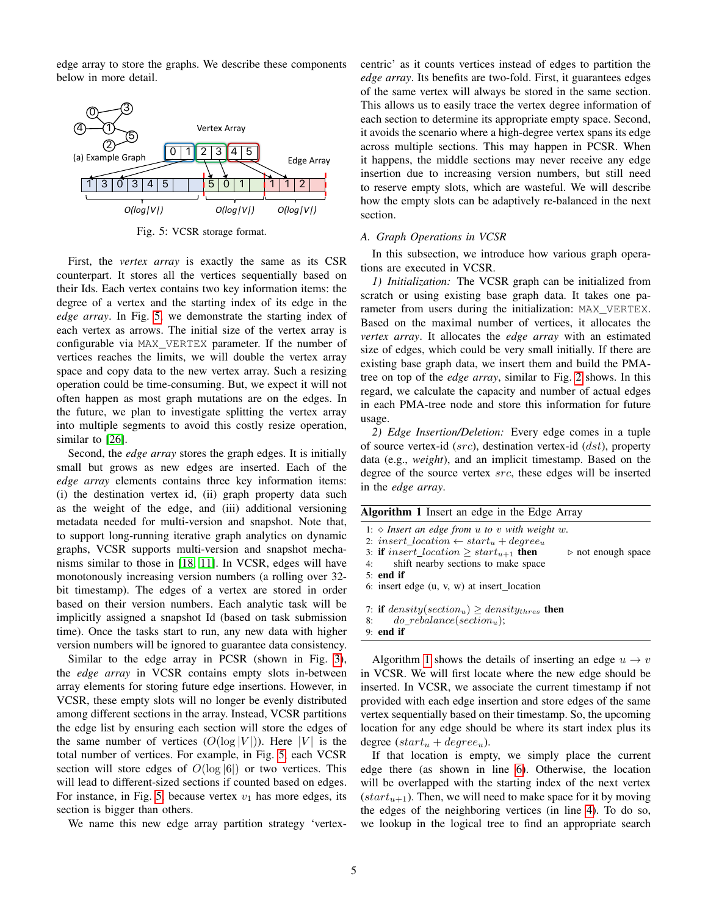edge array to store the graphs. We describe these components below in more detail.

Fig. 5: VCSR storage format.

First, the *vertex array* is exactly the same as its CSR counterpart. It stores all the vertices sequentially based on their Ids. Each vertex contains two key information items: the degree of a vertex and the starting index of its edge in the *edge array*. In Fig. 5, we demonstrate the starting index of each vertex as arrows. The initial size of the vertex array is configurable via MAX_VERTEX parameter. If the number of vertices reaches the limits, we will double the vertex array space and copy data to the new vertex array. Such a resizing operation could be time-consuming. But, we expect it will not often happen as most graph mutations are on the edges. In the future, we plan to investigate splitting the vertex array into multiple segments to avoid this costly resize operation, similar to [26].

Second, the *edge array* stores the graph edges. It is initially small but grows as new edges are inserted. Each of the *edge array* elements contains three key information items: (i) the destination vertex id, (ii) graph property data such as the weight of the edge, and (iii) additional versioning metadata needed for multi-version and snapshot. Note that, to support long-running iterative graph analytics on dynamic graphs, VCSR supports multi-version and snapshot mechanisms similar to those in [18], [11]. In VCSR, edges will have monotonously increasing version numbers (a rolling over 32-bit timestamp). The edges of a vertex are stored in order based on their version numbers. Each analytic task will be implicitly assigned a snapshot Id (based on task submission time). Once the tasks start to run, any new data with higher version numbers will be ignored to guarantee data consistency.

Similar to the edge array in PCSR (shown in Fig. 3), the *edge array* in VCSR contains empty slots in-between array elements for storing future edge insertions. However, in VCSR, these empty slots will no longer be evenly distributed among different sections in the array. Instead, VCSR partitions the edge list by ensuring each section will store the edges of the same number of vertices ($O(\log |V|)$). Here $|V|$ is the total number of vertices. For example, in Fig. 5, each VCSR section will store edges of $O(\log |6|)$ or two vertices. This will lead to different-sized sections if counted based on edges. For instance, in Fig. 5, because vertex $v_1$ has more edges, its section is bigger than others.

We name this new edge array partition strategy 'vertex-centric' as it counts vertices instead of edges to partition the *edge array*. Its benefits are two-fold. First, it guarantees edges of the same vertex will always be stored in the same section. This allows us to easily trace the vertex degree information of each section to determine its appropriate empty space. Second, it avoids the scenario where a high-degree vertex spans its edge across multiple sections. This may happen in PCSR. When it happens, the middle sections may never receive any edge insertion due to increasing version numbers, but still need to reserve empty slots, which are wasteful. We will describe how the empty slots can be adaptively re-balanced in the next section.

### A. Graph Operations in VCSR

In this subsection, we introduce how various graph operations are executed in VCSR.

*1) Initialization:* The VCSR graph can be initialized from scratch or using existing base graph data. It takes one parameter from users during the initialization: MAX_VERTEX. Based on the maximal number of vertices, it allocates the *vertex array*. It allocates the *edge array* with an estimated size of edges, which could be very small initially. If there are existing base graph data, we insert them and build the PMA-tree on top of the *edge array*, similar to Fig. 2 shows. In this regard, we calculate the capacity and number of actual edges in each PMA-tree node and store this information for future usage.

*2) Edge Insertion/Deletion:* Every edge comes in a tuple of source vertex-id ($src$), destination vertex-id ($dst$), property data (e.g., *weight*), and an implicit timestamp. Based on the degree of the source vertex $src$, these edges will be inserted in the *edge array*.

**Algorithm 1** Insert an edge in the Edge Array

```
1: ◇ Insert an edge from u to v with weight w.
2: insert_location ← start_u + degree_u
3: if insert_location ≥ start_{u+1} then        ▷ not enough space
4:     shift nearby sections to make space
5: end if
6: insert edge (u, v, w) at insert_location

7: if density(section_u) ≥ density_thres then
8:     do_rebalance(section_u);
9: end if
```

Algorithm 1 shows the details of inserting an edge $u \to v$ in VCSR. We will first locate where the new edge should be inserted. In VCSR, we associate the current timestamp if not provided with each edge insertion and store edges of the same vertex sequentially based on their timestamp. So, the upcoming location for any edge should be where its start index plus its degree ($start_u + degree_u$).

If that location is empty, we simply place the current edge there (as shown in line 6). Otherwise, the location will be overlapped with the starting index of the next vertex ($start_{u+1}$). Then, we will need to make space for it by moving the edges of the neighboring vertices (in line 4). To do so, we lookup in the logical tree to find an appropriate search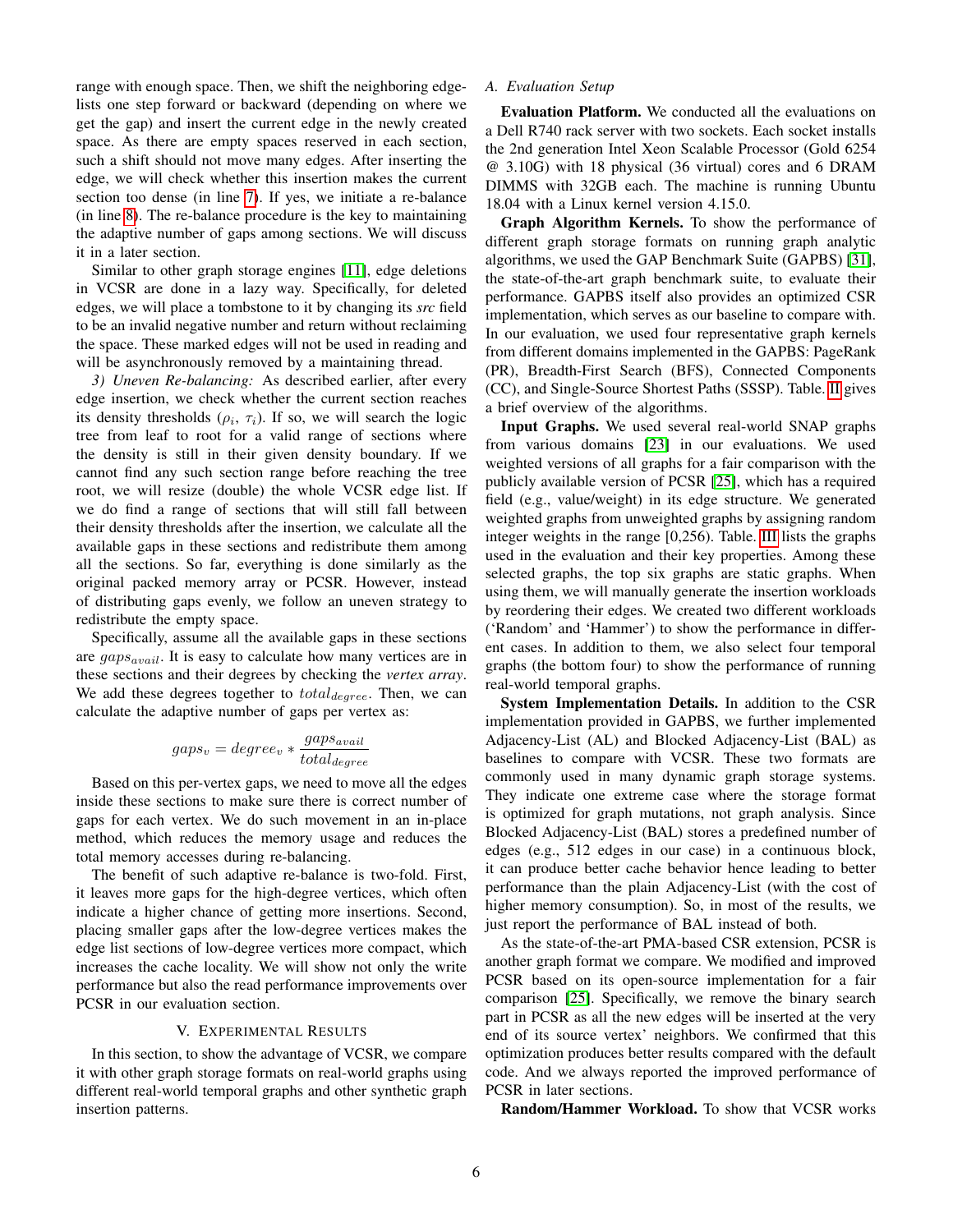range with enough space. Then, we shift the neighboring edge-lists one step forward or backward (depending on where we get the gap) and insert the current edge in the newly created space. As there are empty spaces reserved in each section, such a shift should not move many edges. After inserting the edge, we will check whether this insertion makes the current section too dense (in line 7). If yes, we initiate a re-balance (in line 8). The re-balance procedure is the key to maintaining the adaptive number of gaps among sections. We will discuss it in a later section.

Similar to other graph storage engines [11], edge deletions in VCSR are done in a lazy way. Specifically, for deleted edges, we will place a tombstone to it by changing its *src* field to be an invalid negative number and return without reclaiming the space. These marked edges will not be used in reading and will be asynchronously removed by a maintaining thread.

*3) Uneven Re-balancing:* As described earlier, after every edge insertion, we check whether the current section reaches its density thresholds ($\rho_i$, $\tau_i$). If so, we will search the logic tree from leaf to root for a valid range of sections where the density is still in their given density boundary. If we cannot find any such section range before reaching the tree root, we will resize (double) the whole VCSR edge list. If we do find a range of sections that will still fall between their density thresholds after the insertion, we calculate all the available gaps in these sections and redistribute them among all the sections. So far, everything is done similarly as the original packed memory array or PCSR. However, instead of distributing gaps evenly, we follow an uneven strategy to redistribute the empty space.

Specifically, assume all the available gaps in these sections are $gaps_{avail}$. It is easy to calculate how many vertices are in these sections and their degrees by checking the *vertex array*. We add these degrees together to $total_{degree}$. Then, we can calculate the adaptive number of gaps per vertex as:

$$gaps_v = degree_v * \frac{gaps_{avail}}{total_{degree}}$$

Based on this per-vertex gaps, we need to move all the edges inside these sections to make sure there is correct number of gaps for each vertex. We do such movement in an in-place method, which reduces the memory usage and reduces the total memory accesses during re-balancing.

The benefit of such adaptive re-balance is two-fold. First, it leaves more gaps for the high-degree vertices, which often indicate a higher chance of getting more insertions. Second, placing smaller gaps after the low-degree vertices makes the edge list sections of low-degree vertices more compact, which increases the cache locality. We will show not only the write performance but also the read performance improvements over PCSR in our evaluation section.

## V. Experimental Results

In this section, to show the advantage of VCSR, we compare it with other graph storage formats on real-world graphs using different real-world temporal graphs and other synthetic graph insertion patterns.

### A. Evaluation Setup

**Evaluation Platform.** We conducted all the evaluations on a Dell R740 rack server with two sockets. Each socket installs the 2nd generation Intel Xeon Scalable Processor (Gold 6254 @ 3.10G) with 18 physical (36 virtual) cores and 6 DRAM DIMMS with 32GB each. The machine is running Ubuntu 18.04 with a Linux kernel version 4.15.0.

**Graph Algorithm Kernels.** To show the performance of different graph storage formats on running graph analytic algorithms, we used the GAP Benchmark Suite (GAPBS) [31], the state-of-the-art graph benchmark suite, to evaluate their performance. GAPBS itself also provides an optimized CSR implementation, which serves as our baseline to compare with. In our evaluation, we used four representative graph kernels from different domains implemented in the GAPBS: PageRank (PR), Breadth-First Search (BFS), Connected Components (CC), and Single-Source Shortest Paths (SSSP). Table. II gives a brief overview of the algorithms.

**Input Graphs.** We used several real-world SNAP graphs from various domains [23] in our evaluations. We used weighted versions of all graphs for a fair comparison with the publicly available version of PCSR [25], which has a required field (e.g., value/weight) in its edge structure. We generated weighted graphs from unweighted graphs by assigning random integer weights in the range [0,256). Table. III lists the graphs used in the evaluation and their key properties. Among these selected graphs, the top six graphs are static graphs. When using them, we will manually generate the insertion workloads by reordering their edges. We created two different workloads ('Random' and 'Hammer') to show the performance in different cases. In addition to them, we also select four temporal graphs (the bottom four) to show the performance of running real-world temporal graphs.

**System Implementation Details.** In addition to the CSR implementation provided in GAPBS, we further implemented Adjacency-List (AL) and Blocked Adjacency-List (BAL) as baselines to compare with VCSR. These two formats are commonly used in many dynamic graph storage systems. They indicate one extreme case where the storage format is optimized for graph mutations, not graph analysis. Since Blocked Adjacency-List (BAL) stores a predefined number of edges (e.g., 512 edges in our case) in a continuous block, it can produce better cache behavior hence leading to better performance than the plain Adjacency-List (with the cost of higher memory consumption). So, in most of the results, we just report the performance of BAL instead of both.

As the state-of-the-art PMA-based CSR extension, PCSR is another graph format we compare. We modified and improved PCSR based on its open-source implementation for a fair comparison [25]. Specifically, we remove the binary search part in PCSR as all the new edges will be inserted at the very end of its source vertex' neighbors. We confirmed that this optimization produces better results compared with the default code. And we always reported the improved performance of PCSR in later sections.

**Random/Hammer Workload.** To show that VCSR works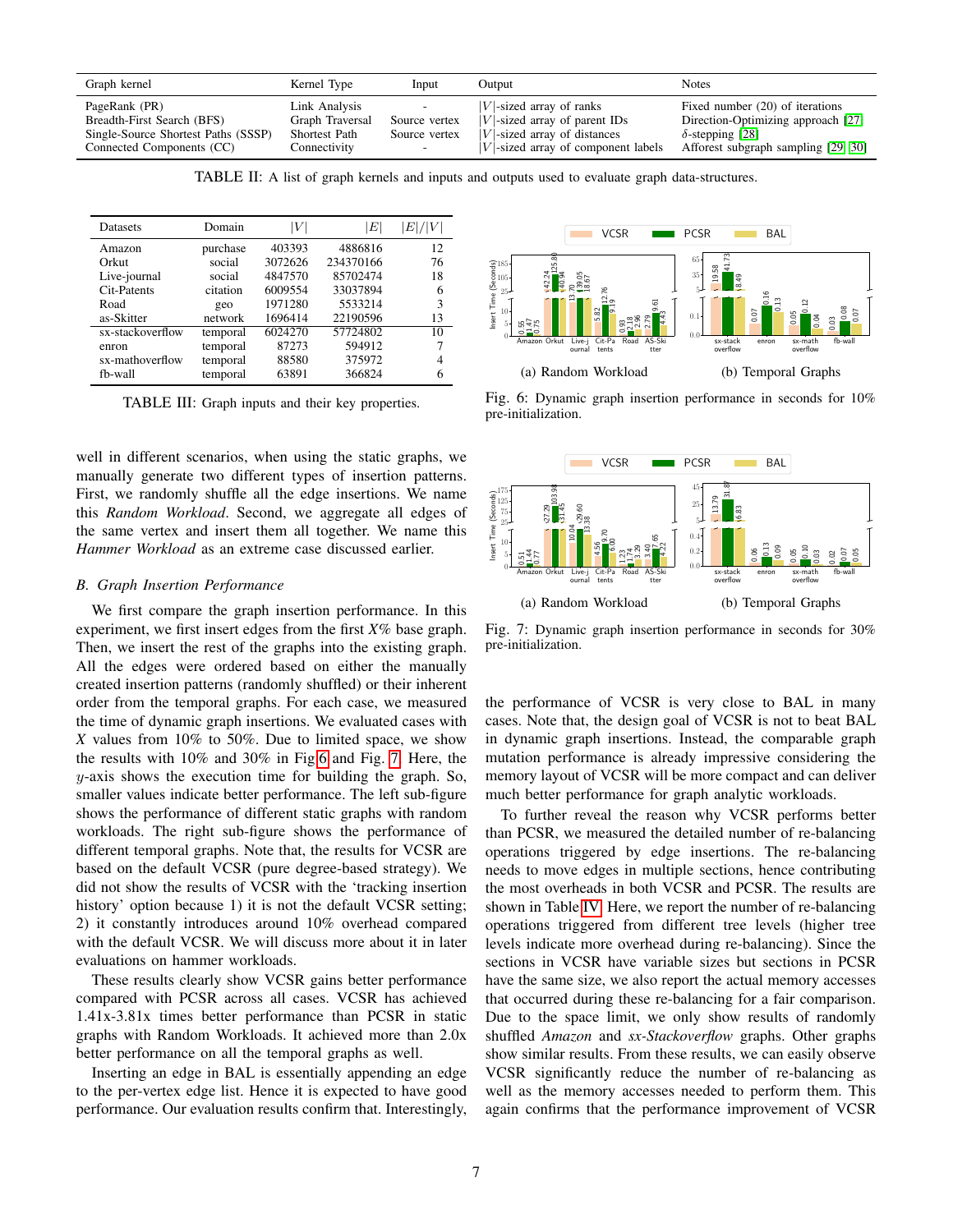| Graph kernel | Kernel Type | Input | Output | Notes |
|---|---|---|---|---|
| PageRank (PR) | Link Analysis | - | $\|V\|$-sized array of ranks | Fixed number (20) of iterations |
| Breadth-First Search (BFS) | Graph Traversal | Source vertex | $\|V\|$-sized array of parent IDs | Direction-Optimizing approach [27] |
| Single-Source Shortest Paths (SSSP) | Shortest Path | Source vertex | $\|V\|$-sized array of distances | $\delta$-stepping [28] |
| Connected Components (CC) | Connectivity | - | $\|V\|$-sized array of component labels | Afforest subgraph sampling [29] [30] |

TABLE II: A list of graph kernels and inputs and outputs used to evaluate graph data-structures.

| Datasets | Domain | $\|V\|$ | $\|E\|$ | $\|E\|/\|V\|$ |
|---|---|---|---|---|
| Amazon | purchase | 403393 | 4886816 | 12 |
| Orkut | social | 3072626 | 234370166 | 76 |
| Live-journal | social | 4847570 | 85702474 | 18 |
| Cit-Patents | citation | 6009554 | 33037894 | 6 |
| Road | geo | 1971280 | 5533214 | 3 |
| as-Skitter | network | 1696414 | 22190596 | 13 |
| sx-stackoverflow | temporal | 6024270 | 57724802 | 10 |
| enron | temporal | 87273 | 594912 | 7 |
| sx-mathoverflow | temporal | 88580 | 375972 | 4 |
| fb-wall | temporal | 63891 | 366824 | 6 |

TABLE III: Graph inputs and their key properties.

well in different scenarios, when using the static graphs, we manually generate two different types of insertion patterns. First, we randomly shuffle all the edge insertions. We name this *Random Workload*. Second, we aggregate all edges of the same vertex and insert them all together. We name this *Hammer Workload* as an extreme case discussed earlier.

### B. Graph Insertion Performance

We first compare the graph insertion performance. In this experiment, we first insert edges from the first $X\%$ base graph. Then, we insert the rest of the graphs into the existing graph. All the edges were ordered based on either the manually created insertion patterns (randomly shuffled) or their inherent order from the temporal graphs. For each case, we measured the time of dynamic graph insertions. We evaluated cases with $X$ values from 10% to 50%. Due to limited space, we show the results with 10% and 30% in Fig 6 and Fig. 7. Here, the $y$-axis shows the execution time for building the graph. So, smaller values indicate better performance. The left sub-figure shows the performance of different static graphs with random workloads. The right sub-figure shows the performance of different temporal graphs. Note that, the results for VCSR are based on the default VCSR (pure degree-based strategy). We did not show the results of VCSR with the 'tracking insertion history' option because 1) it is not the default VCSR setting; 2) it constantly introduces around 10% overhead compared with the default VCSR. We will discuss more about it in later evaluations on hammer workloads.

These results clearly show VCSR gains better performance compared with PCSR across all cases. VCSR has achieved 1.41x-3.81x times better performance than PCSR in static graphs with Random Workloads. It achieved more than 2.0x better performance on all the temporal graphs as well.

Inserting an edge in BAL is essentially appending an edge to the per-vertex edge list. Hence it is expected to have good performance. Our evaluation results confirm that. Interestingly,

(a) Random Workload (b) Temporal Graphs

Fig. 6: Dynamic graph insertion performance in seconds for 10% pre-initialization.

(a) Random Workload (b) Temporal Graphs

Fig. 7: Dynamic graph insertion performance in seconds for 30% pre-initialization.

the performance of VCSR is very close to BAL in many cases. Note that, the design goal of VCSR is not to beat BAL in dynamic graph insertions. Instead, the comparable graph mutation performance is already impressive considering the memory layout of VCSR will be more compact and can deliver much better performance for graph analytic workloads.

To further reveal the reason why VCSR performs better than PCSR, we measured the detailed number of re-balancing operations triggered by edge insertions. The re-balancing needs to move edges in multiple sections, hence contributing the most overheads in both VCSR and PCSR. The results are shown in Table IV. Here, we report the number of re-balancing operations triggered from different tree levels (higher tree levels indicate more overhead during re-balancing). Since the sections in VCSR have variable sizes but sections in PCSR have the same size, we also report the actual memory accesses that occurred during these re-balancing for a fair comparison. Due to the space limit, we only show results of randomly shuffled *Amazon* and *sx-Stackoverflow* graphs. Other graphs show similar results. From these results, we can easily observe VCSR significantly reduce the number of re-balancing as well as the memory accesses needed to perform them. This again confirms that the performance improvement of VCSR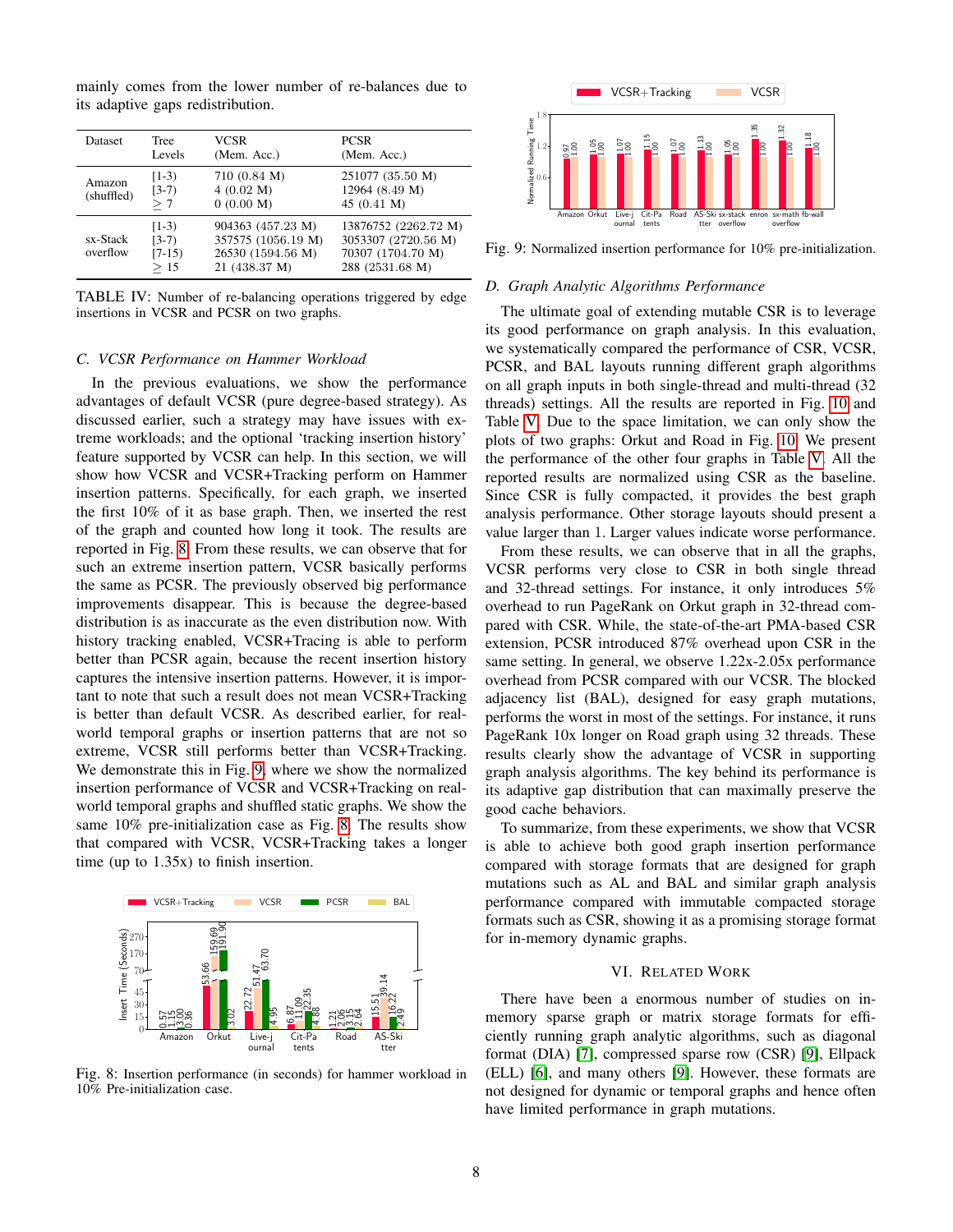mainly comes from the lower number of re-balances due to its adaptive gaps redistribution.

| Dataset | Tree Levels | VCSR (Mem. Acc.) | PCSR (Mem. Acc.) |
|---|---|---|---|
| Amazon (shuffled) | [1-3) | 710 (0.84 M) | 251077 (35.50 M) |
| | [3-7) | 4 (0.02 M) | 12964 (8.49 M) |
| | $\geq 7$ | 0 (0.00 M) | 45 (0.41 M) |
| sx-Stack overflow | [1-3) | 904363 (457.23 M) | 13876752 (2262.72 M) |
| | [3-7) | 357575 (1056.19 M) | 3053307 (2720.56 M) |
| | [7-15) | 26530 (1594.56 M) | 70307 (1704.70 M) |
| | $\geq 15$ | 21 (438.37 M) | 288 (2531.68 M) |

TABLE IV: Number of re-balancing operations triggered by edge insertions in VCSR and PCSR on two graphs.

### C. VCSR Performance on Hammer Workload

In the previous evaluations, we show the performance advantages of default VCSR (pure degree-based strategy). As discussed earlier, such a strategy may have issues with extreme workloads; and the optional 'tracking insertion history' feature supported by VCSR can help. In this section, we will show how VCSR and VCSR+Tracking perform on Hammer insertion patterns. Specifically, for each graph, we inserted the first 10% of it as base graph. Then, we inserted the rest of the graph and counted how long it took. The results are reported in Fig. 8. From these results, we can observe that for such an extreme insertion pattern, VCSR basically performs the same as PCSR. The previously observed big performance improvements disappear. This is because the degree-based distribution is as inaccurate as the even distribution now. With history tracking enabled, VCSR+Tracing is able to perform better than PCSR again, because the recent insertion history captures the intensive insertion patterns. However, it is important to note that such a result does not mean VCSR+Tracking is better than default VCSR. As described earlier, for real-world temporal graphs or insertion patterns that are not so extreme, VCSR still performs better than VCSR+Tracking. We demonstrate this in Fig. 9, where we show the normalized insertion performance of VCSR and VCSR+Tracking on real-world temporal graphs and shuffled static graphs. We show the same 10% pre-initialization case as Fig. 8. The results show that compared with VCSR, VCSR+Tracking takes a longer time (up to 1.35x) to finish insertion.

Fig. 8: Insertion performance (in seconds) for hammer workload in 10% Pre-initialization case.

Fig. 9: Normalized insertion performance for 10% pre-initialization.

### D. Graph Analytic Algorithms Performance

The ultimate goal of extending mutable CSR is to leverage its good performance on graph analysis. In this evaluation, we systematically compared the performance of CSR, VCSR, PCSR, and BAL layouts running different graph algorithms on all graph inputs in both single-thread and multi-thread (32 threads) settings. All the results are reported in Fig. 10 and Table V. Due to the space limitation, we can only show the plots of two graphs: Orkut and Road in Fig. 10. We present the performance of the other four graphs in Table V. All the reported results are normalized using CSR as the baseline. Since CSR is fully compacted, it provides the best graph analysis performance. Other storage layouts should present a value larger than 1. Larger values indicate worse performance.

From these results, we can observe that in all the graphs, VCSR performs very close to CSR in both single thread and 32-thread settings. For instance, it only introduces 5% overhead to run PageRank on Orkut graph in 32-thread compared with CSR. While, the state-of-the-art PMA-based CSR extension, PCSR introduced 87% overhead upon CSR in the same setting. In general, we observe 1.22x-2.05x performance overhead from PCSR compared with our VCSR. The blocked adjacency list (BAL), designed for easy graph mutations, performs the worst in most of the settings. For instance, it runs PageRank 10x longer on Road graph using 32 threads. These results clearly show the advantage of VCSR in supporting graph analysis algorithms. The key behind its performance is its adaptive gap distribution that can maximally preserve the good cache behaviors.

To summarize, from these experiments, we show that VCSR is able to achieve both good graph insertion performance compared with storage formats that are designed for graph mutations such as AL and BAL and similar graph analysis performance compared with immutable compacted storage formats such as CSR, showing it as a promising storage format for in-memory dynamic graphs.

## VI. Related Work

There have been a enormous number of studies on in-memory sparse graph or matrix storage formats for efficiently running graph analytic algorithms, such as diagonal format (DIA) [7], compressed sparse row (CSR) [9], Ellpack (ELL) [6], and many others [9]. However, these formats are not designed for dynamic or temporal graphs and hence often have limited performance in graph mutations.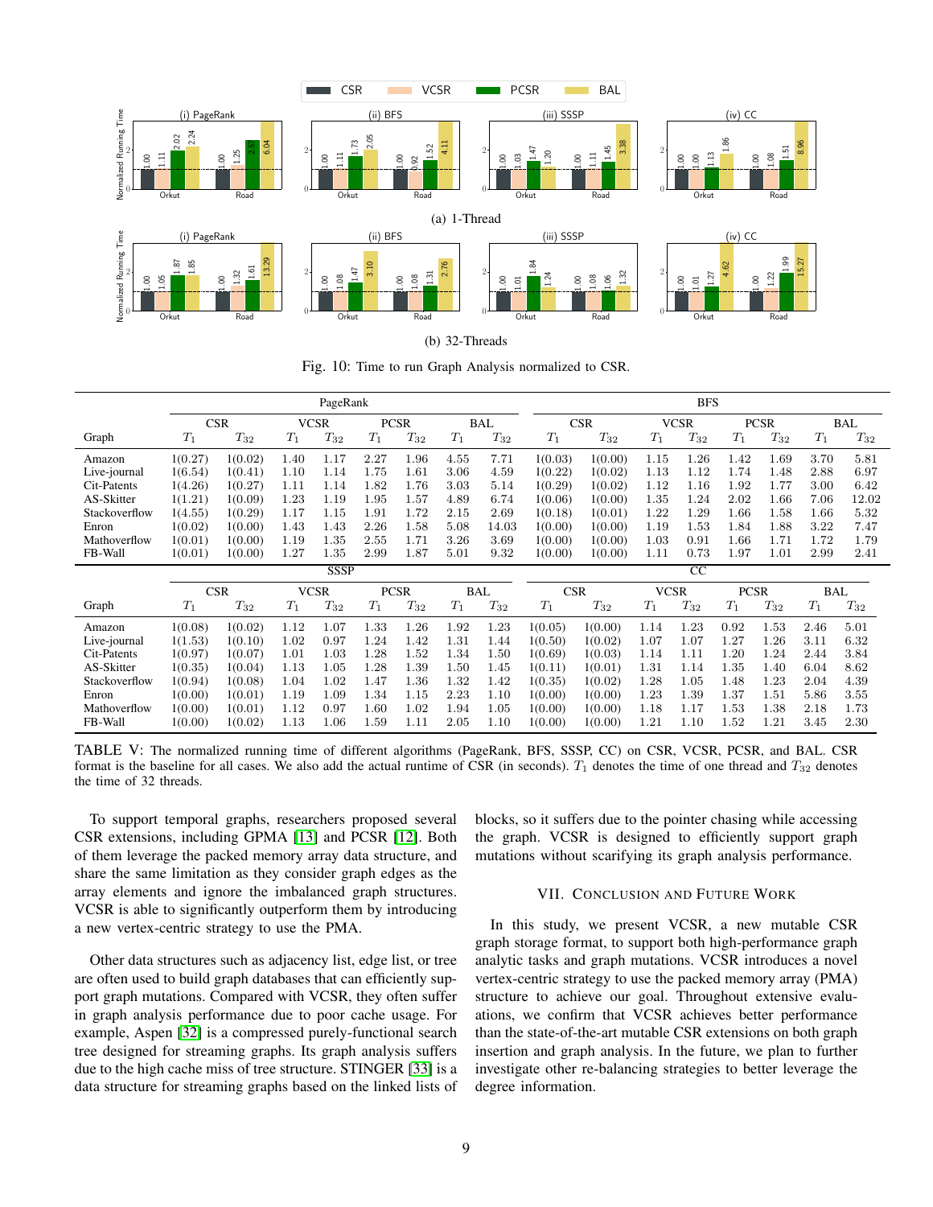Fig. 10: Time to run Graph Analysis normalized to CSR.

| | PageRank | | | | | | | | BFS | | | | | | | |
|---|---|---|---|---|---|---|---|---|---|---|---|---|---|---|---|---|
| | CSR | | VCSR | | PCSR | | BAL | | CSR | | VCSR | | PCSR | | BAL | |
| Graph | $T_1$ | $T_{32}$ | $T_1$ | $T_{32}$ | $T_1$ | $T_{32}$ | $T_1$ | $T_{32}$ | $T_1$ | $T_{32}$ | $T_1$ | $T_{32}$ | $T_1$ | $T_{32}$ | $T_1$ | $T_{32}$ |
| Amazon | 1(0.27) | 1(0.02) | 1.40 | 1.17 | 2.27 | 1.96 | 4.55 | 7.71 | 1(0.03) | 1(0.00) | 1.15 | 1.26 | 1.42 | 1.69 | 3.70 | 5.81 |
| Live-journal | 1(6.54) | 1(0.41) | 1.10 | 1.14 | 1.75 | 1.61 | 3.06 | 4.59 | 1(0.22) | 1(0.02) | 1.13 | 1.12 | 1.74 | 1.48 | 2.88 | 6.97 |
| Cit-Patents | 1(4.26) | 1(0.27) | 1.11 | 1.14 | 1.82 | 1.76 | 3.03 | 5.14 | 1(0.29) | 1(0.02) | 1.12 | 1.16 | 1.92 | 1.77 | 3.00 | 6.42 |
| AS-Skitter | 1(1.21) | 1(0.09) | 1.23 | 1.19 | 1.95 | 1.57 | 4.89 | 6.74 | 1(0.06) | 1(0.00) | 1.35 | 1.24 | 2.02 | 1.66 | 7.06 | 12.02 |
| Stackoverflow | 1(4.55) | 1(0.29) | 1.17 | 1.15 | 1.91 | 1.72 | 2.15 | 2.69 | 1(0.18) | 1(0.01) | 1.22 | 1.29 | 1.66 | 1.58 | 1.66 | 5.32 |
| Enron | 1(0.02) | 1(0.00) | 1.43 | 1.43 | 2.26 | 1.58 | 5.08 | 14.03 | 1(0.00) | 1(0.00) | 1.19 | 1.53 | 1.84 | 1.88 | 3.22 | 7.47 |
| Mathoverflow | 1(0.01) | 1(0.00) | 1.19 | 1.35 | 2.55 | 1.71 | 3.26 | 3.69 | 1(0.00) | 1(0.00) | 1.03 | 0.91 | 1.66 | 1.71 | 1.72 | 1.79 |
| FB-Wall | 1(0.01) | 1(0.00) | 1.27 | 1.35 | 2.99 | 1.87 | 5.01 | 9.32 | 1(0.00) | 1(0.00) | 1.11 | 0.73 | 1.97 | 1.01 | 2.99 | 2.41 |
| | SSSP | | | | | | | | CC | | | | | | | |
| | CSR | | VCSR | | PCSR | | BAL | | CSR | | VCSR | | PCSR | | BAL | |
| Graph | $T_1$ | $T_{32}$ | $T_1$ | $T_{32}$ | $T_1$ | $T_{32}$ | $T_1$ | $T_{32}$ | $T_1$ | $T_{32}$ | $T_1$ | $T_{32}$ | $T_1$ | $T_{32}$ | $T_1$ | $T_{32}$ |
| Amazon | 1(0.08) | 1(0.02) | 1.12 | 1.07 | 1.33 | 1.26 | 1.92 | 1.23 | 1(0.05) | 1(0.00) | 1.14 | 1.23 | 0.92 | 1.53 | 2.46 | 5.01 |
| Live-journal | 1(1.53) | 1(0.10) | 1.02 | 0.97 | 1.24 | 1.42 | 1.31 | 1.44 | 1(0.50) | 1(0.02) | 1.07 | 1.07 | 1.27 | 1.26 | 3.11 | 6.32 |
| Cit-Patents | 1(0.97) | 1(0.07) | 1.01 | 1.03 | 1.28 | 1.52 | 1.34 | 1.50 | 1(0.69) | 1(0.03) | 1.14 | 1.11 | 1.20 | 1.24 | 2.44 | 3.84 |
| AS-Skitter | 1(0.35) | 1(0.04) | 1.13 | 1.05 | 1.28 | 1.39 | 1.50 | 1.45 | 1(0.11) | 1(0.01) | 1.31 | 1.14 | 1.35 | 1.40 | 6.04 | 8.62 |
| Stackoverflow | 1(0.94) | 1(0.08) | 1.04 | 1.02 | 1.47 | 1.36 | 1.32 | 1.42 | 1(0.35) | 1(0.02) | 1.28 | 1.05 | 1.48 | 1.23 | 2.04 | 4.39 |
| Enron | 1(0.00) | 1(0.01) | 1.19 | 1.09 | 1.34 | 1.15 | 2.23 | 1.10 | 1(0.00) | 1(0.00) | 1.23 | 1.39 | 1.37 | 1.51 | 5.86 | 3.55 |
| Mathoverflow | 1(0.00) | 1(0.01) | 1.12 | 0.97 | 1.60 | 1.02 | 1.94 | 1.05 | 1(0.00) | 1(0.00) | 1.18 | 1.17 | 1.53 | 1.38 | 2.18 | 1.73 |
| FB-Wall | 1(0.00) | 1(0.02) | 1.13 | 1.06 | 1.59 | 1.11 | 2.05 | 1.10 | 1(0.00) | 1(0.00) | 1.21 | 1.10 | 1.52 | 1.21 | 3.45 | 2.30 |

TABLE V: The normalized running time of different algorithms (PageRank, BFS, SSSP, CC) on CSR, VCSR, PCSR, and BAL. CSR format is the baseline for all cases. We also add the actual runtime of CSR (in seconds). $T_1$ denotes the time of one thread and $T_{32}$ denotes the time of 32 threads.

To support temporal graphs, researchers proposed several CSR extensions, including GPMA [13] and PCSR [12]. Both of them leverage the packed memory array data structure, and share the same limitation as they consider graph edges as the array elements and ignore the imbalanced graph structures. VCSR is able to significantly outperform them by introducing a new vertex-centric strategy to use the PMA.

Other data structures such as adjacency list, edge list, or tree are often used to build graph databases that can efficiently support graph mutations. Compared with VCSR, they often suffer in graph analysis performance due to poor cache usage. For example, Aspen [32] is a compressed purely-functional search tree designed for streaming graphs. Its graph analysis suffers due to the high cache miss of tree structure. STINGER [33] is a data structure for streaming graphs based on the linked lists of blocks, so it suffers due to the pointer chasing while accessing the graph. VCSR is designed to efficiently support graph mutations without scarifying its graph analysis performance.

## VII. Conclusion and Future Work

In this study, we present VCSR, a new mutable CSR graph storage format, to support both high-performance graph analytic tasks and graph mutations. VCSR introduces a novel vertex-centric strategy to use the packed memory array (PMA) structure to achieve our goal. Throughout extensive evaluations, we confirm that VCSR achieves better performance than the state-of-the-art mutable CSR extensions on both graph insertion and graph analysis. In the future, we plan to further investigate other re-balancing strategies to better leverage the degree information.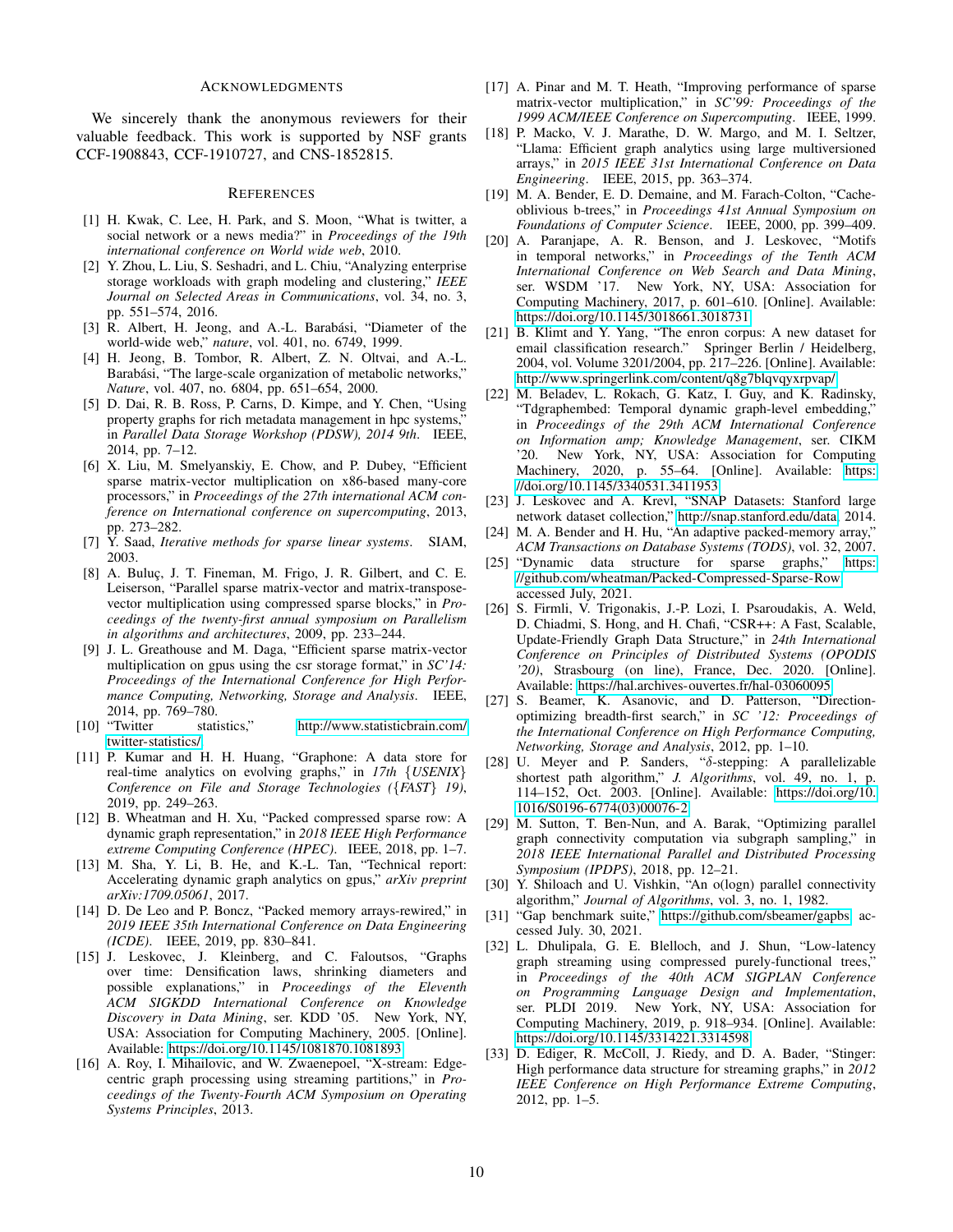## Acknowledgments

We sincerely thank the anonymous reviewers for their valuable feedback. This work is supported by NSF grants CCF-1908843, CCF-1910727, and CNS-1852815.

## References

[1] H. Kwak, C. Lee, H. Park, and S. Moon, "What is twitter, a social network or a news media?" in *Proceedings of the 19th international conference on World wide web*, 2010.

[2] Y. Zhou, L. Liu, S. Seshadri, and L. Chiu, "Analyzing enterprise storage workloads with graph modeling and clustering," *IEEE Journal on Selected Areas in Communications*, vol. 34, no. 3, pp. 551–574, 2016.

[3] R. Albert, H. Jeong, and A.-L. Barabási, "Diameter of the world-wide web," *nature*, vol. 401, no. 6749, 1999.

[4] H. Jeong, B. Tombor, R. Albert, Z. N. Oltvai, and A.-L. Barabási, "The large-scale organization of metabolic networks," *Nature*, vol. 407, no. 6804, pp. 651–654, 2000.

[5] D. Dai, R. B. Ross, P. Carns, D. Kimpe, and Y. Chen, "Using property graphs for rich metadata management in hpc systems," in *Parallel Data Storage Workshop (PDSW), 2014 9th*. IEEE, 2014, pp. 7–12.

[6] X. Liu, M. Smelyanskiy, E. Chow, and P. Dubey, "Efficient sparse matrix-vector multiplication on x86-based many-core processors," in *Proceedings of the 27th international ACM conference on International conference on supercomputing*, 2013, pp. 273–282.

[7] Y. Saad, *Iterative methods for sparse linear systems*. SIAM, 2003.

[8] A. Buluç, J. T. Fineman, M. Frigo, J. R. Gilbert, and C. E. Leiserson, "Parallel sparse matrix-vector and matrix-transpose-vector multiplication using compressed sparse blocks," in *Proceedings of the twenty-first annual symposium on Parallelism in algorithms and architectures*, 2009, pp. 233–244.

[9] J. L. Greathouse and M. Daga, "Efficient sparse matrix-vector multiplication on gpus using the csr storage format," in *SC'14: Proceedings of the International Conference for High Performance Computing, Networking, Storage and Analysis*. IEEE, 2014, pp. 769–780.

[10] "Twitter statistics," http://www.statisticbrain.com/twitter-statistics/.

[11] P. Kumar and H. H. Huang, "Graphone: A data store for real-time analytics on evolving graphs," in *17th {USENIX} Conference on File and Storage Technologies ({FAST} 19)*, 2019, pp. 249–263.

[12] B. Wheatman and H. Xu, "Packed compressed sparse row: A dynamic graph representation," in *2018 IEEE High Performance extreme Computing Conference (HPEC)*. IEEE, 2018, pp. 1–7.

[13] M. Sha, Y. Li, B. He, and K.-L. Tan, "Technical report: Accelerating dynamic graph analytics on gpus," *arXiv preprint arXiv:1709.05061*, 2017.

[14] D. De Leo and P. Boncz, "Packed memory arrays-rewired," in *2019 IEEE 35th International Conference on Data Engineering (ICDE)*. IEEE, 2019, pp. 830–841.

[15] J. Leskovec, J. Kleinberg, and C. Faloutsos, "Graphs over time: Densification laws, shrinking diameters and possible explanations," in *Proceedings of the Eleventh ACM SIGKDD International Conference on Knowledge Discovery in Data Mining*, ser. KDD '05. New York, NY, USA: Association for Computing Machinery, 2005. [Online]. Available: https://doi.org/10.1145/1081870.1081893

[16] A. Roy, I. Mihailovic, and W. Zwaenepoel, "X-stream: Edge-centric graph processing using streaming partitions," in *Proceedings of the Twenty-Fourth ACM Symposium on Operating Systems Principles*, 2013.

[17] A. Pinar and M. T. Heath, "Improving performance of sparse matrix-vector multiplication," in *SC'99: Proceedings of the 1999 ACM/IEEE Conference on Supercomputing*. IEEE, 1999.

[18] P. Macko, V. J. Marathe, D. W. Margo, and M. I. Seltzer, "Llama: Efficient graph analytics using large multiversioned arrays," in *2015 IEEE 31st International Conference on Data Engineering*. IEEE, 2015, pp. 363–374.

[19] M. A. Bender, E. D. Demaine, and M. Farach-Colton, "Cache-oblivious b-trees," in *Proceedings 41st Annual Symposium on Foundations of Computer Science*. IEEE, 2000, pp. 399–409.

[20] A. Paranjape, A. R. Benson, and J. Leskovec, "Motifs in temporal networks," in *Proceedings of the Tenth ACM International Conference on Web Search and Data Mining*, ser. WSDM '17. New York, NY, USA: Association for Computing Machinery, 2017, p. 601–610. [Online]. Available: https://doi.org/10.1145/3018661.3018731

[21] B. Klimt and Y. Yang, "The enron corpus: A new dataset for email classification research." Springer Berlin / Heidelberg, 2004, vol. Volume 3201/2004, pp. 217–226. [Online]. Available: http://www.springerlink.com/content/q8g7blqvqyxrpvap/

[22] M. Beladev, L. Rokach, G. Katz, I. Guy, and K. Radinsky, "Tdgraphembed: Temporal dynamic graph-level embedding," in *Proceedings of the 29th ACM International Conference on Information amp; Knowledge Management*, ser. CIKM '20. New York, NY, USA: Association for Computing Machinery, 2020, p. 55–64. [Online]. Available: https://doi.org/10.1145/3340531.3411953

[23] J. Leskovec and A. Krevl, "SNAP Datasets: Stanford large network dataset collection," http://snap.stanford.edu/data, 2014.

[24] M. A. Bender and H. Hu, "An adaptive packed-memory array," *ACM Transactions on Database Systems (TODS)*, vol. 32, 2007.

[25] "Dynamic data structure for sparse graphs," https://github.com/wheatman/Packed-Compressed-Sparse-Row accessed July, 2021.

[26] S. Firmli, V. Trigonakis, J.-P. Lozi, I. Psaroudakis, A. Weld, D. Chiadmi, S. Hong, and H. Chafi, "CSR++: A Fast, Scalable, Update-Friendly Graph Data Structure," in *24th International Conference on Principles of Distributed Systems (OPODIS '20)*, Strasbourg (on line), France, Dec. 2020. [Online]. Available: https://hal.archives-ouvertes.fr/hal-03060095

[27] S. Beamer, K. Asanovic, and D. Patterson, "Direction-optimizing breadth-first search," in *SC '12: Proceedings of the International Conference on High Performance Computing, Networking, Storage and Analysis*, 2012, pp. 1–10.

[28] U. Meyer and P. Sanders, "$\delta$-stepping: A parallelizable shortest path algorithm," *J. Algorithms*, vol. 49, no. 1, p. 114–152, Oct. 2003. [Online]. Available: https://doi.org/10.1016/S0196-6774(03)00076-2

[29] M. Sutton, T. Ben-Nun, and A. Barak, "Optimizing parallel graph connectivity computation via subgraph sampling," in *2018 IEEE International Parallel and Distributed Processing Symposium (IPDPS)*, 2018, pp. 12–21.

[30] Y. Shiloach and U. Vishkin, "An o(logn) parallel connectivity algorithm," *Journal of Algorithms*, vol. 3, no. 1, 1982.

[31] "Gap benchmark suite," https://github.com/sbeamer/gapbs accessed July. 30, 2021.

[32] L. Dhulipala, G. E. Blelloch, and J. Shun, "Low-latency graph streaming using compressed purely-functional trees," in *Proceedings of the 40th ACM SIGPLAN Conference on Programming Language Design and Implementation*, ser. PLDI 2019. New York, NY, USA: Association for Computing Machinery, 2019, p. 918–934. [Online]. Available: https://doi.org/10.1145/3314221.3314598

[33] D. Ediger, R. McColl, J. Riedy, and D. A. Bader, "Stinger: High performance data structure for streaming graphs," in *2012 IEEE Conference on High Performance Extreme Computing*, 2012, pp. 1–5.